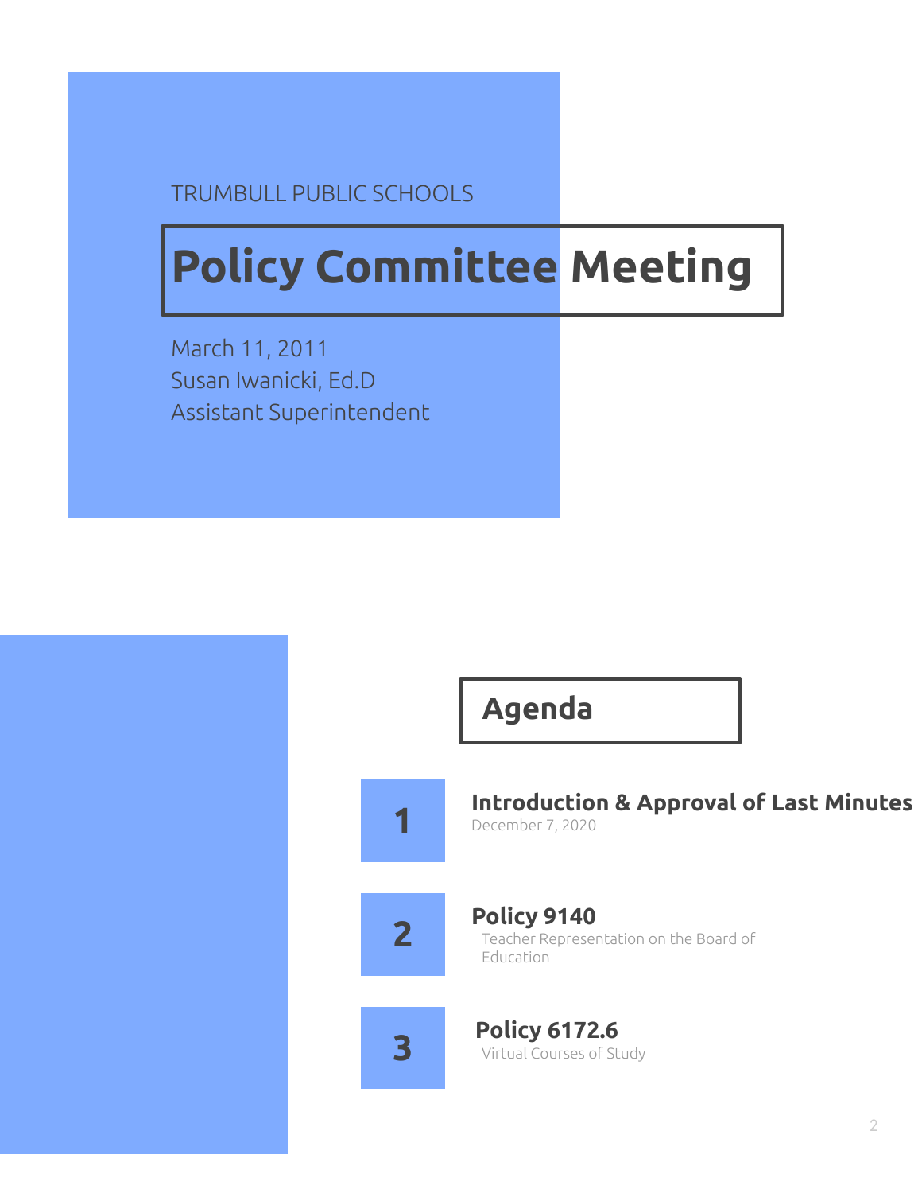TRUMBULL PUBLIC SCHOOLS

# Policy Committee Meeting

March 11, 2011
Susan Iwanicki, Ed.D
Assistant Superintendent

## Agenda

**1** **Introduction & Approval of Last Minutes**
December 7, 2020

**2** **Policy 9140**
Teacher Representation on the Board of Education

**3** **Policy 6172.6**
Virtual Courses of Study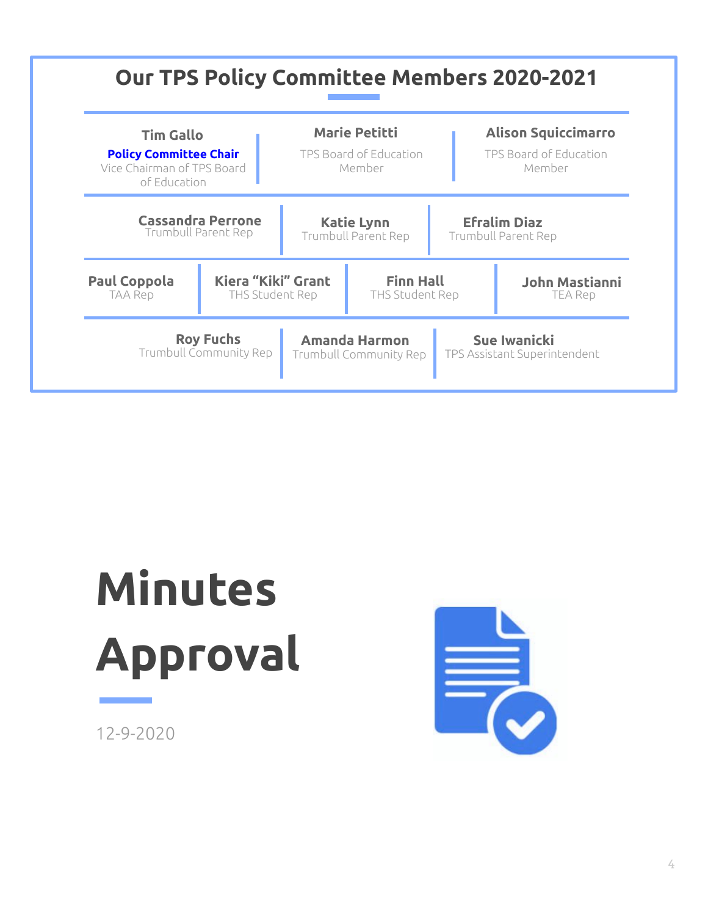## Our TPS Policy Committee Members 2020-2021

**Tim Gallo**
**Policy Committee Chair**
Vice Chairman of TPS Board of Education

**Marie Petitti**
TPS Board of Education Member

**Alison Squiccimarro**
TPS Board of Education Member

**Cassandra Perrone**
Trumbull Parent Rep

**Katie Lynn**
Trumbull Parent Rep

**Efralim Diaz**
Trumbull Parent Rep

**Paul Coppola**
TAA Rep

**Kiera "Kiki" Grant**
THS Student Rep

**Finn Hall**
THS Student Rep

**John Mastianni**
TEA Rep

**Roy Fuchs**
Trumbull Community Rep

**Amanda Harmon**
Trumbull Community Rep

**Sue Iwanicki**
TPS Assistant Superintendent

# Minutes Approval

12-9-2020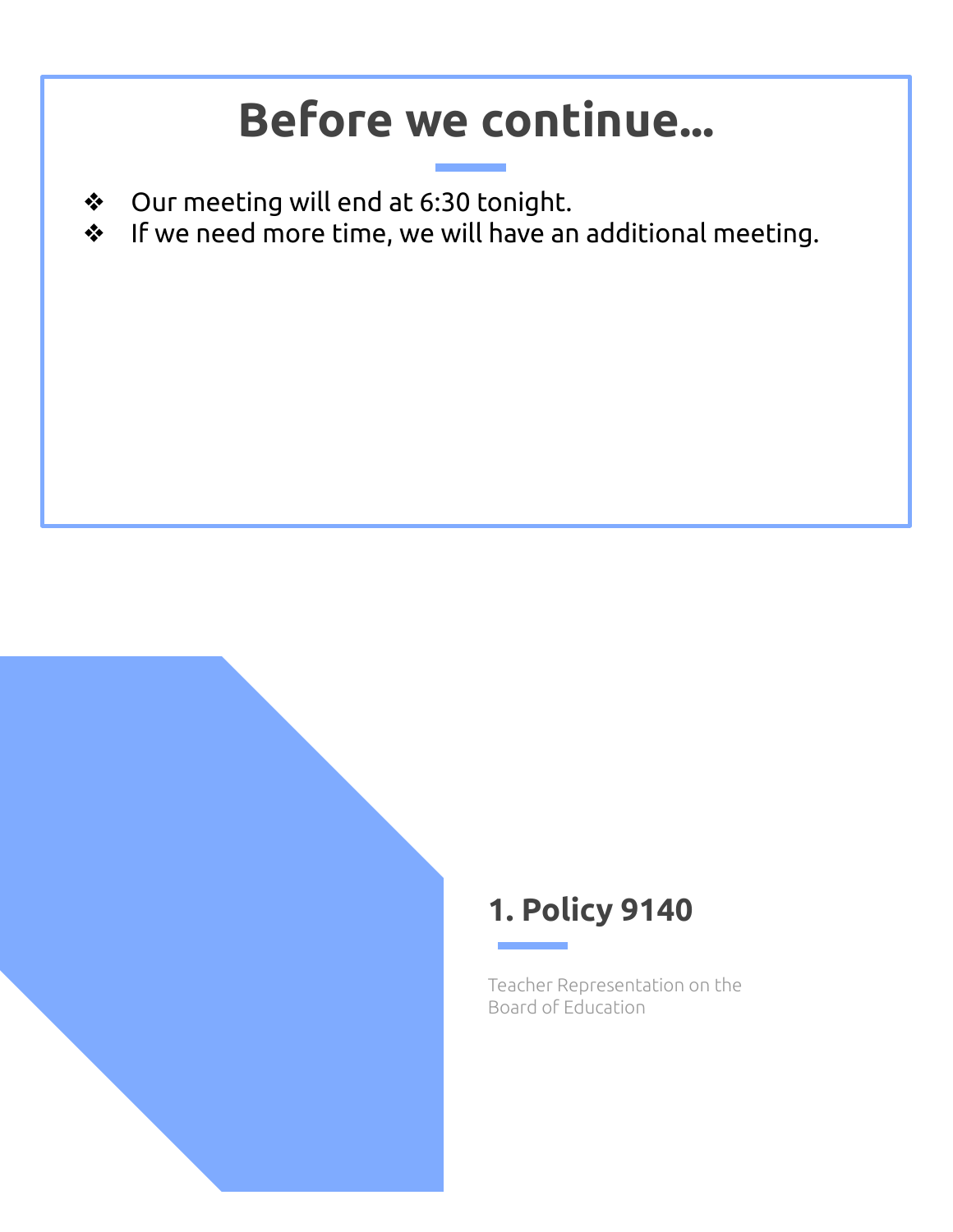# Before we continue...

- Our meeting will end at 6:30 tonight.
- If we need more time, we will have an additional meeting.

## 1. Policy 9140

Teacher Representation on the Board of Education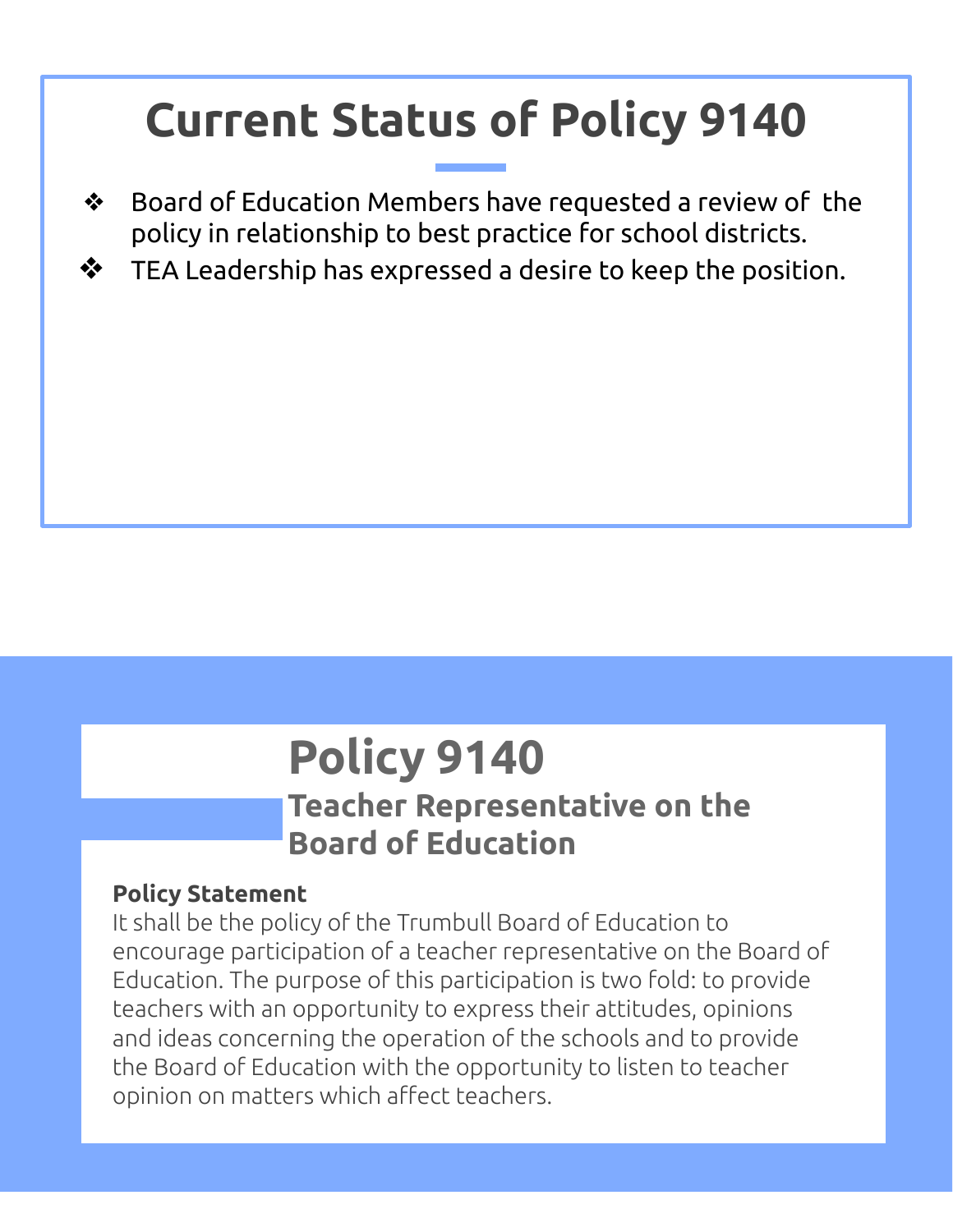# Current Status of Policy 9140

- Board of Education Members have requested a review of the policy in relationship to best practice for school districts.
- TEA Leadership has expressed a desire to keep the position.

# Policy 9140

## Teacher Representative on the Board of Education

**Policy Statement**

It shall be the policy of the Trumbull Board of Education to encourage participation of a teacher representative on the Board of Education. The purpose of this participation is two fold: to provide teachers with an opportunity to express their attitudes, opinions and ideas concerning the operation of the schools and to provide the Board of Education with the opportunity to listen to teacher opinion on matters which affect teachers.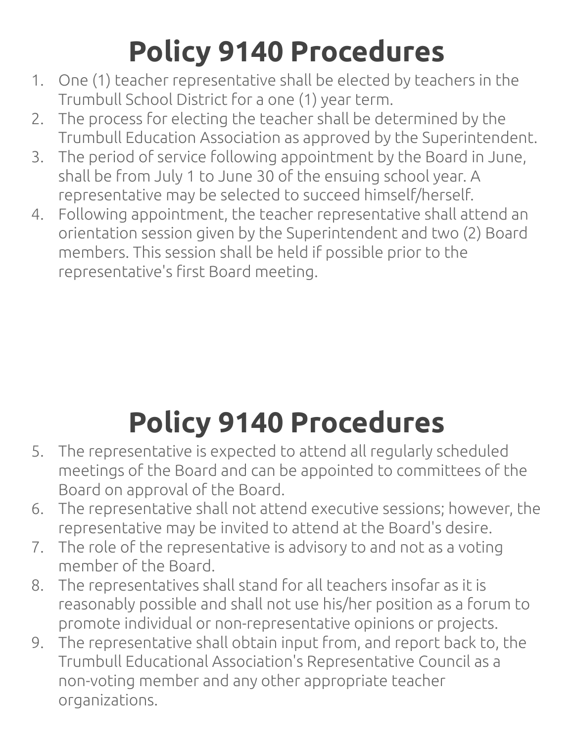# Policy 9140 Procedures

1. One (1) teacher representative shall be elected by teachers in the Trumbull School District for a one (1) year term.
2. The process for electing the teacher shall be determined by the Trumbull Education Association as approved by the Superintendent.
3. The period of service following appointment by the Board in June, shall be from July 1 to June 30 of the ensuing school year. A representative may be selected to succeed himself/herself.
4. Following appointment, the teacher representative shall attend an orientation session given by the Superintendent and two (2) Board members. This session shall be held if possible prior to the representative's first Board meeting.

# Policy 9140 Procedures

5. The representative is expected to attend all regularly scheduled meetings of the Board and can be appointed to committees of the Board on approval of the Board.
6. The representative shall not attend executive sessions; however, the representative may be invited to attend at the Board's desire.
7. The role of the representative is advisory to and not as a voting member of the Board.
8. The representatives shall stand for all teachers insofar as it is reasonably possible and shall not use his/her position as a forum to promote individual or non-representative opinions or projects.
9. The representative shall obtain input from, and report back to, the Trumbull Educational Association's Representative Council as a non-voting member and any other appropriate teacher organizations.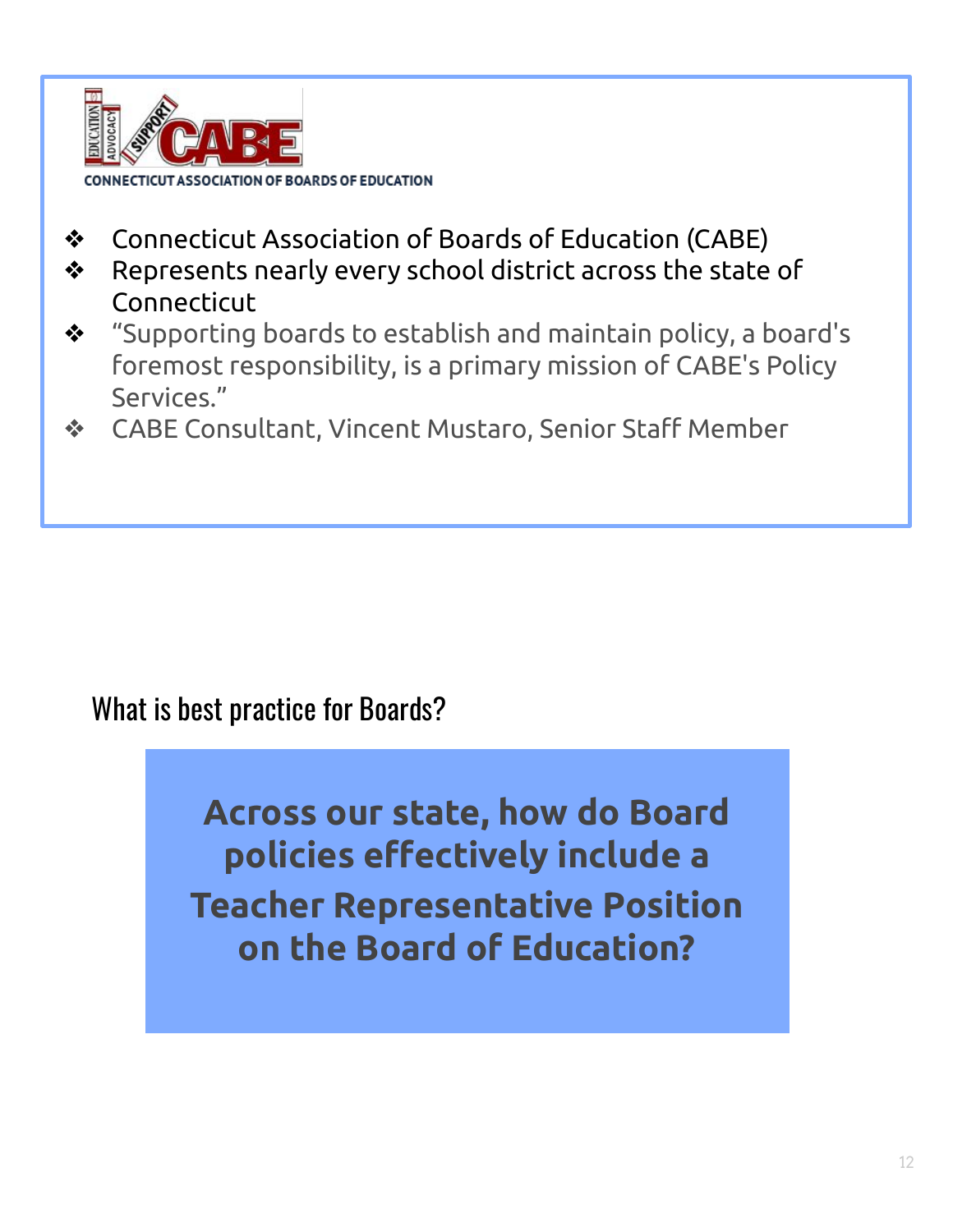CONNECTICUT ASSOCIATION OF BOARDS OF EDUCATION

- Connecticut Association of Boards of Education (CABE)
- Represents nearly every school district across the state of Connecticut
- "Supporting boards to establish and maintain policy, a board's foremost responsibility, is a primary mission of CABE's Policy Services."
- CABE Consultant, Vincent Mustaro, Senior Staff Member

## What is best practice for Boards?

**Across our state, how do Board policies effectively include a Teacher Representative Position on the Board of Education?**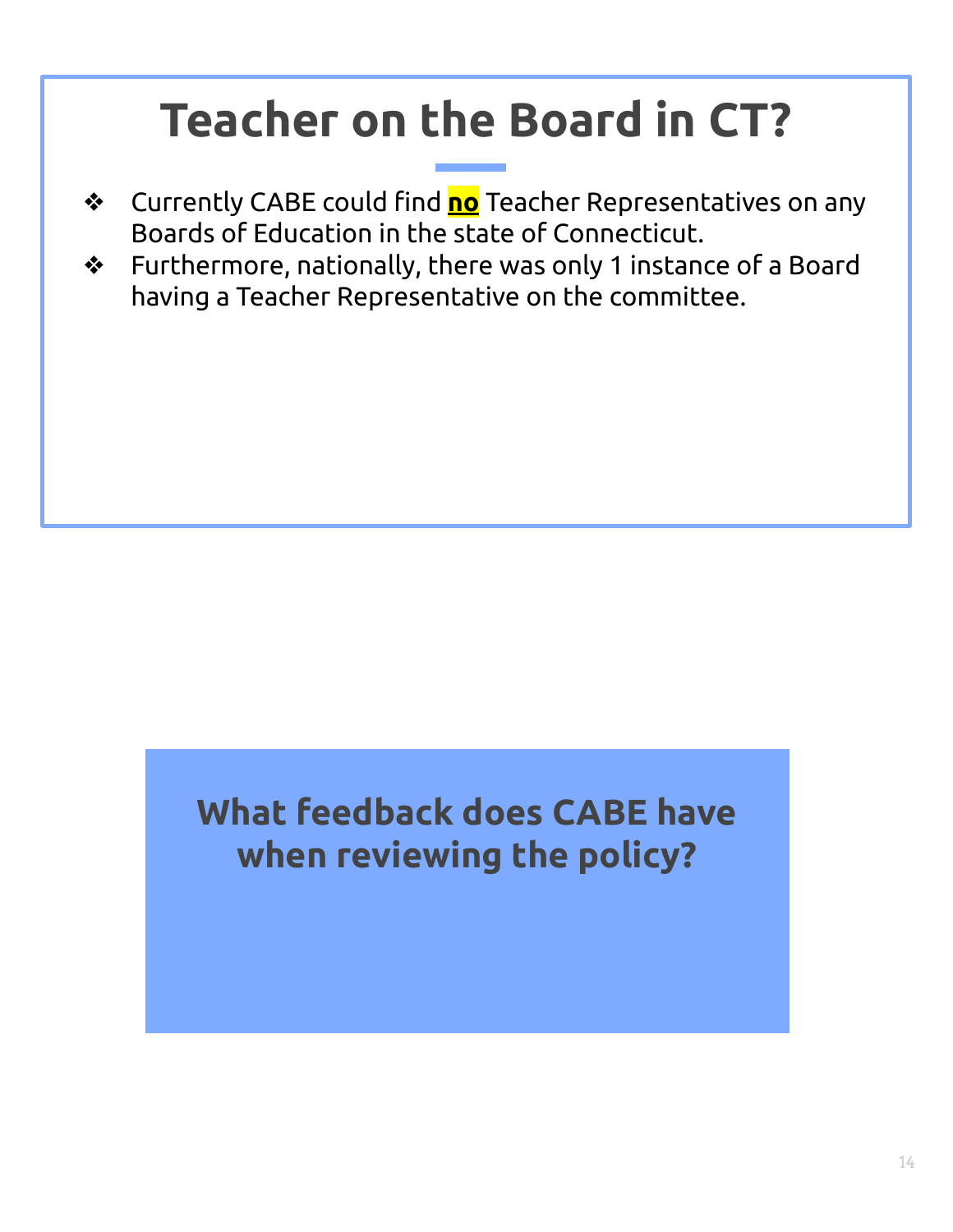# Teacher on the Board in CT?

- Currently CABE could find **<u>no</u>** Teacher Representatives on any Boards of Education in the state of Connecticut.
- Furthermore, nationally, there was only 1 instance of a Board having a Teacher Representative on the committee.

**What feedback does CABE have when reviewing the policy?**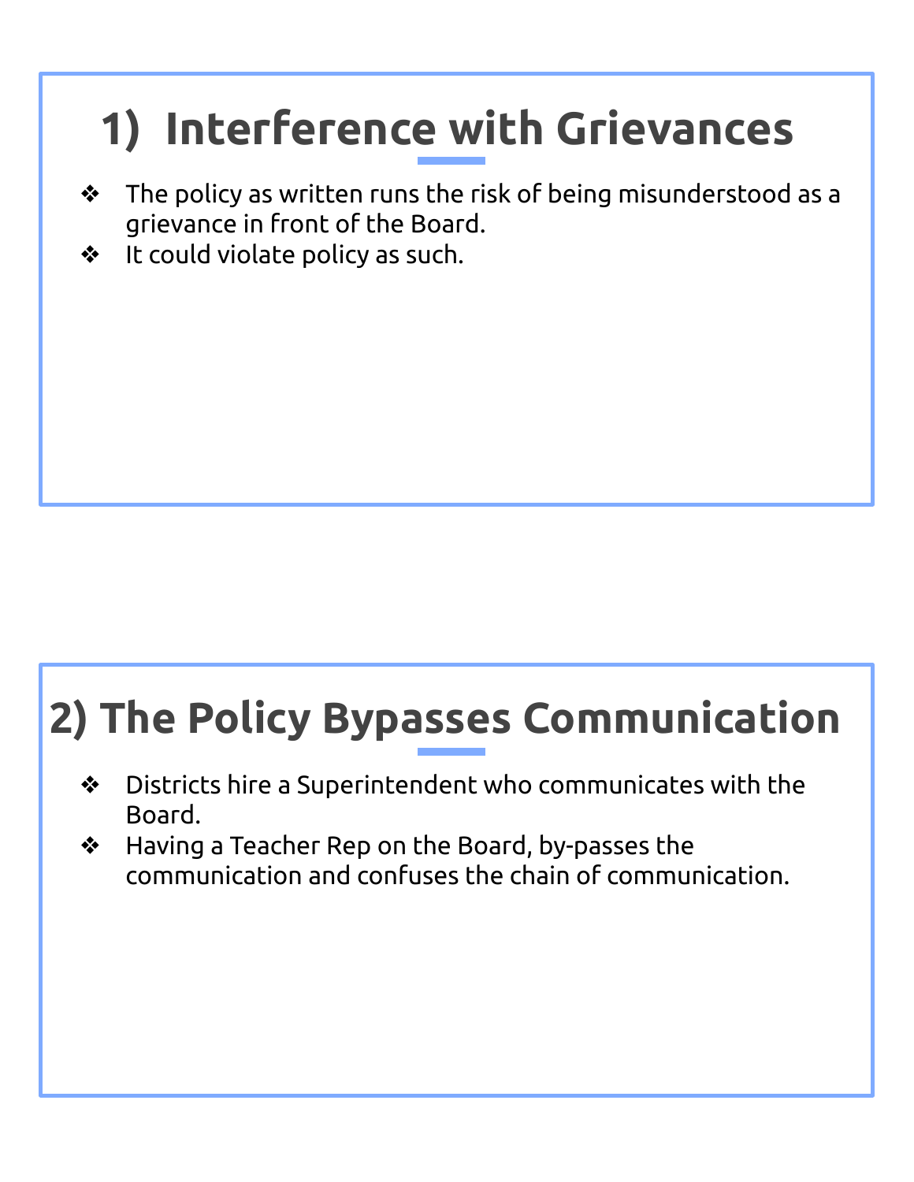## 1) Interference with Grievances

- The policy as written runs the risk of being misunderstood as a grievance in front of the Board.
- It could violate policy as such.

## 2) The Policy Bypasses Communication

- Districts hire a Superintendent who communicates with the Board.
- Having a Teacher Rep on the Board, by-passes the communication and confuses the chain of communication.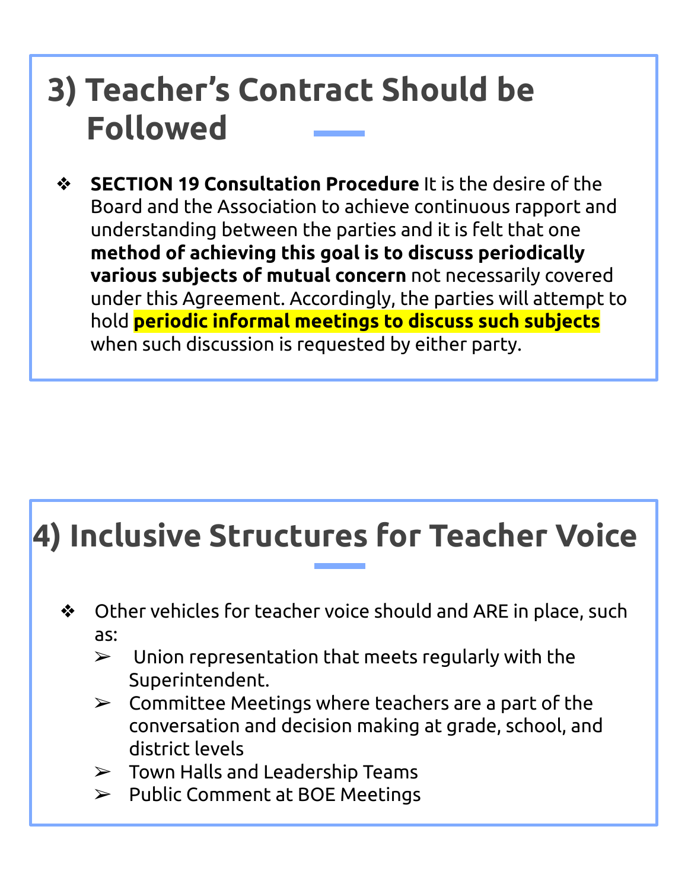# 3) Teacher's Contract Should be Followed

- **SECTION 19 Consultation Procedure** It is the desire of the Board and the Association to achieve continuous rapport and understanding between the parties and it is felt that one **method of achieving this goal is to discuss periodically various subjects of mutual concern** not necessarily covered under this Agreement. Accordingly, the parties will attempt to hold **periodic informal meetings to discuss such subjects** when such discussion is requested by either party.

# 4) Inclusive Structures for Teacher Voice

- Other vehicles for teacher voice should and ARE in place, such as:
  - Union representation that meets regularly with the Superintendent.
  - Committee Meetings where teachers are a part of the conversation and decision making at grade, school, and district levels
  - Town Halls and Leadership Teams
  - Public Comment at BOE Meetings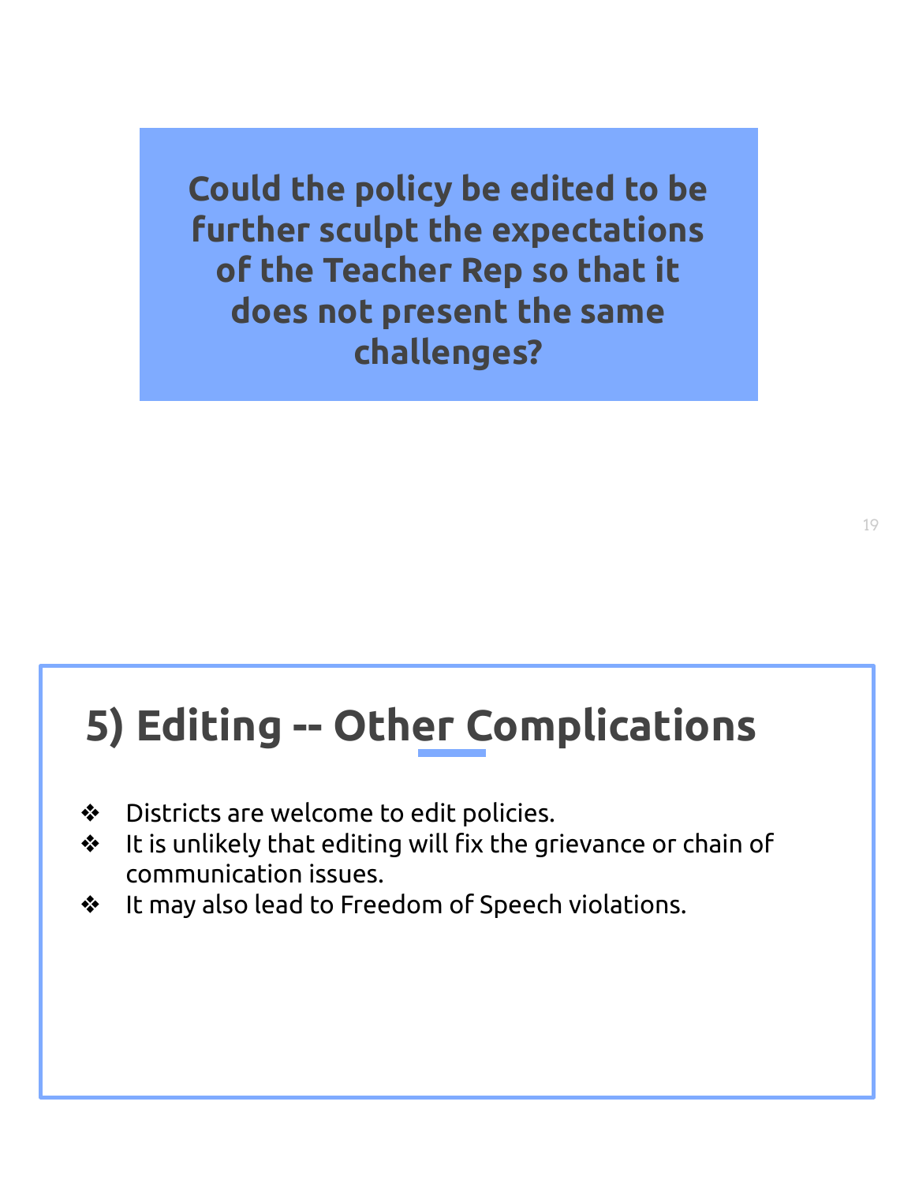**Could the policy be edited to be further sculpt the expectations of the Teacher Rep so that it does not present the same challenges?**

## 5) Editing -- Other Complications

- Districts are welcome to edit policies.
- It is unlikely that editing will fix the grievance or chain of communication issues.
- It may also lead to Freedom of Speech violations.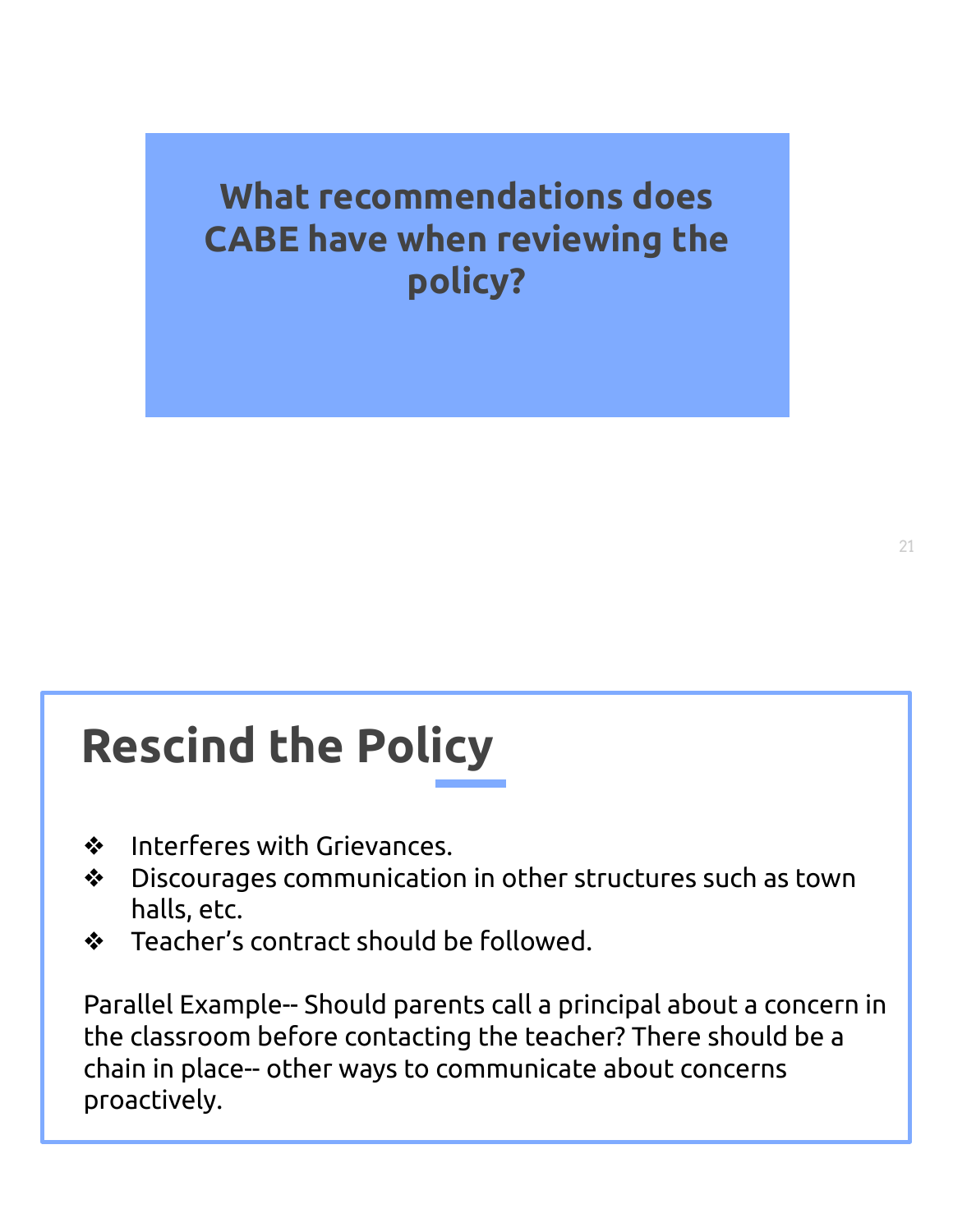## What recommendations does CABE have when reviewing the policy?

# Rescind the Policy

- Interferes with Grievances.
- Discourages communication in other structures such as town halls, etc.
- Teacher's contract should be followed.

Parallel Example-- Should parents call a principal about a concern in the classroom before contacting the teacher? There should be a chain in place-- other ways to communicate about concerns proactively.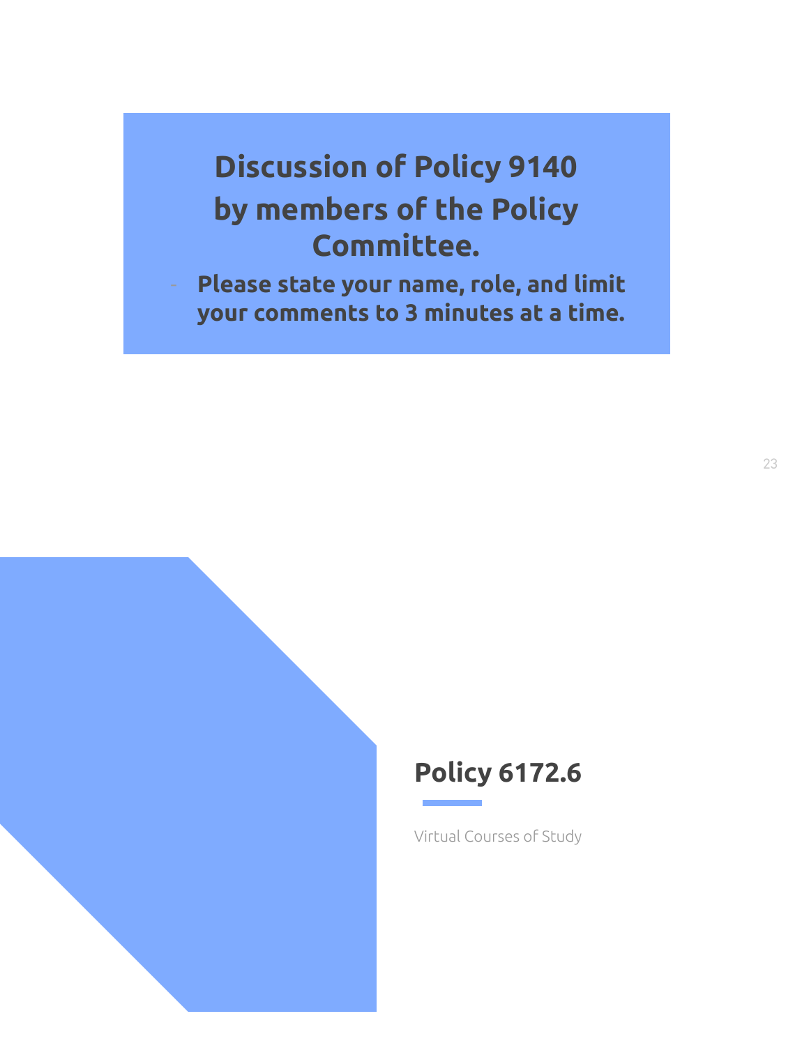## Discussion of Policy 9140 by members of the Policy Committee.

- **Please state your name, role, and limit your comments to 3 minutes at a time.**

## Policy 6172.6

Virtual Courses of Study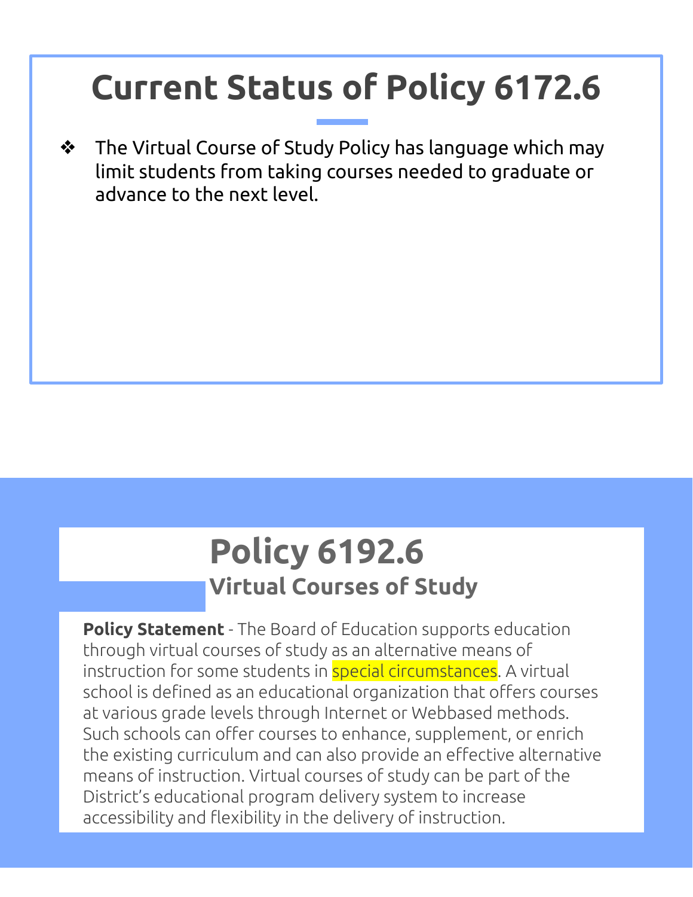# Current Status of Policy 6172.6

- The Virtual Course of Study Policy has language which may limit students from taking courses needed to graduate or advance to the next level.

# Policy 6192.6

## Virtual Courses of Study

**Policy Statement** - The Board of Education supports education through virtual courses of study as an alternative means of instruction for some students in special circumstances. A virtual school is defined as an educational organization that offers courses at various grade levels through Internet or Webbased methods. Such schools can offer courses to enhance, supplement, or enrich the existing curriculum and can also provide an effective alternative means of instruction. Virtual courses of study can be part of the District's educational program delivery system to increase accessibility and flexibility in the delivery of instruction.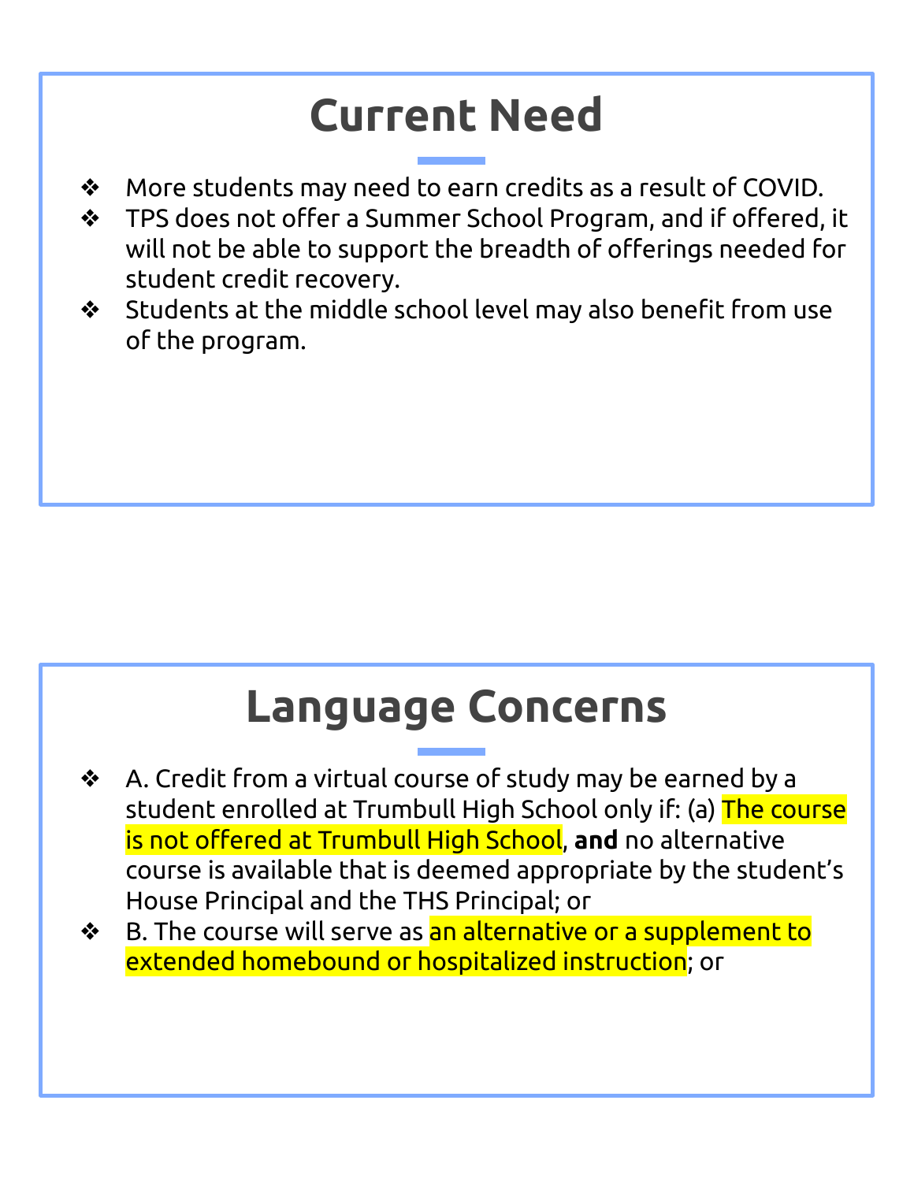# Current Need

- More students may need to earn credits as a result of COVID.
- TPS does not offer a Summer School Program, and if offered, it will not be able to support the breadth of offerings needed for student credit recovery.
- Students at the middle school level may also benefit from use of the program.

# Language Concerns

- A. Credit from a virtual course of study may be earned by a student enrolled at Trumbull High School only if: (a) The course is not offered at Trumbull High School, **and** no alternative course is available that is deemed appropriate by the student's House Principal and the THS Principal; or
- B. The course will serve as an alternative or a supplement to extended homebound or hospitalized instruction; or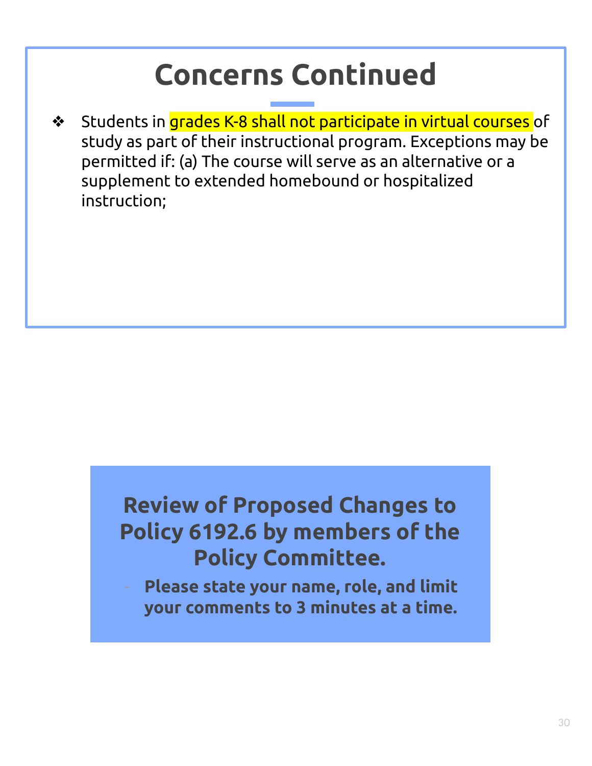# Concerns Continued

- Students in grades K-8 shall not participate in virtual courses of study as part of their instructional program. Exceptions may be permitted if: (a) The course will serve as an alternative or a supplement to extended homebound or hospitalized instruction;

**Review of Proposed Changes to Policy 6192.6 by members of the Policy Committee.**

- **Please state your name, role, and limit your comments to 3 minutes at a time.**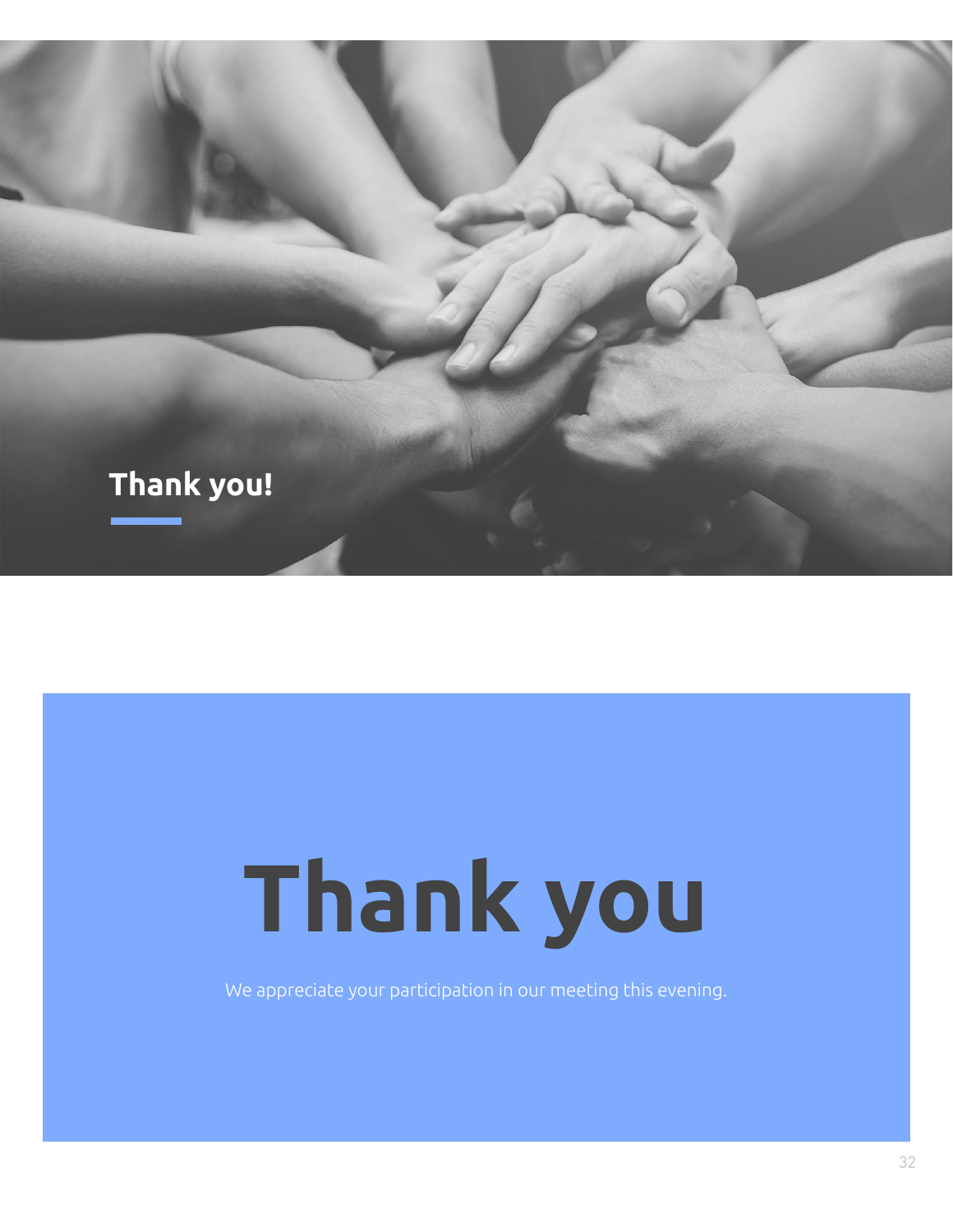## Thank you!

# Thank you

We appreciate your participation in our meeting this evening.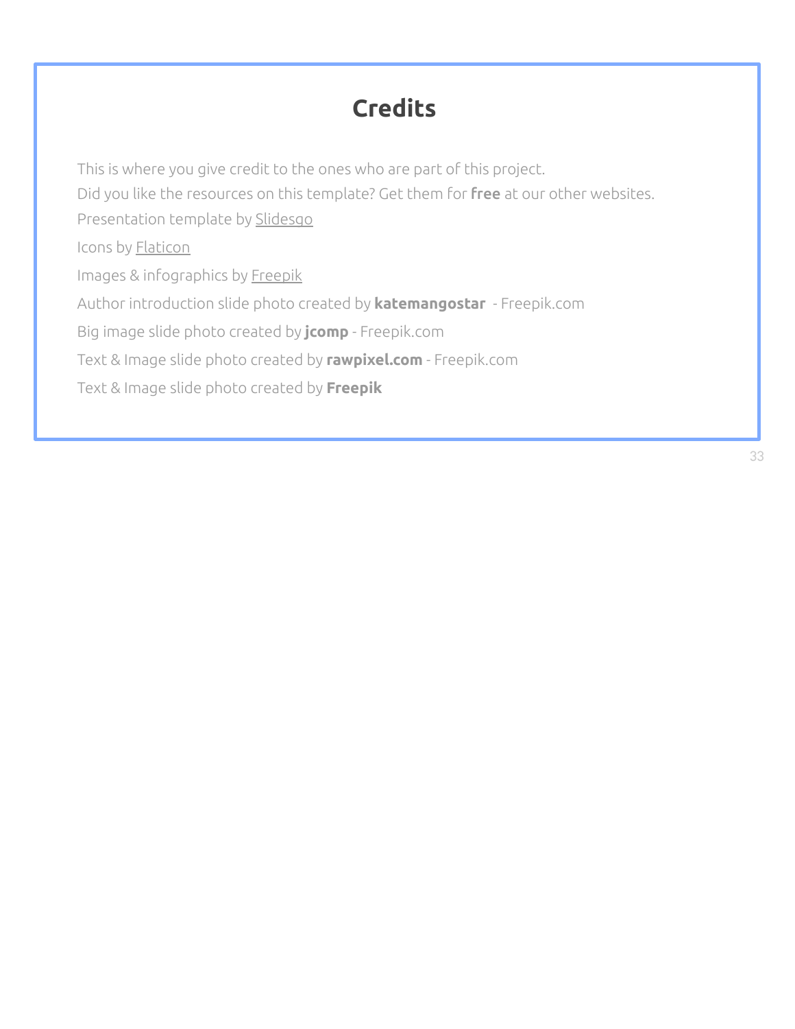# Credits

This is where you give credit to the ones who are part of this project.

Did you like the resources on this template? Get them for **free** at our other websites.

Presentation template by Slidesgo

Icons by Flaticon

Images & infographics by Freepik

Author introduction slide photo created by **katemangostar** - Freepik.com

Big image slide photo created by **jcomp** - Freepik.com

Text & Image slide photo created by **rawpixel.com** - Freepik.com

Text & Image slide photo created by **Freepik**